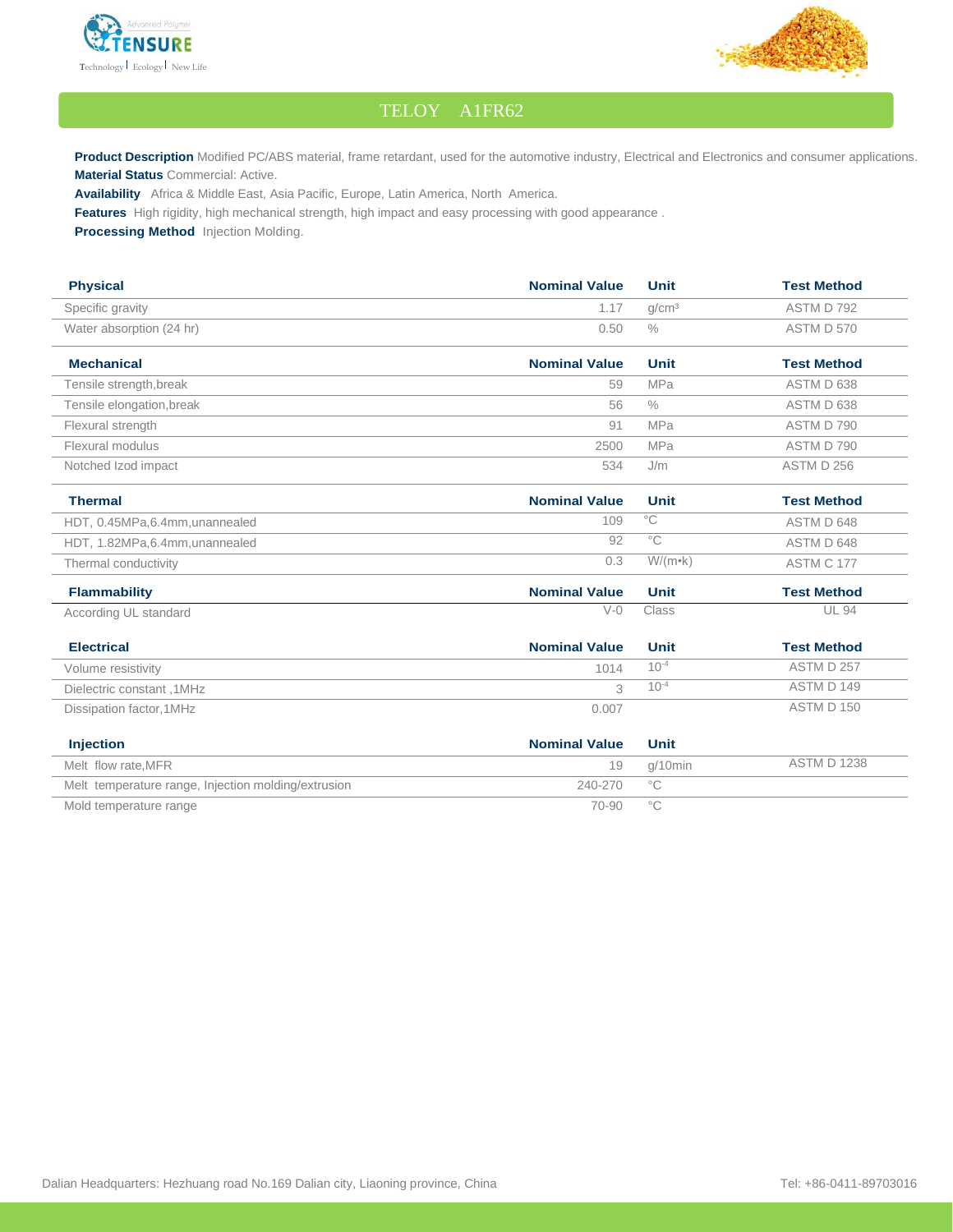# TELOY A1FR62

**Product Description** Modified PC/ABS material, frame retardant, used for the automotive industry, Electrical and Electronics and consumer applications.

**Material Status** Commercial: Active.

**Availability** Africa & Middle East, Asia Pacific, Europe, Latin America, North America.

**Features** High rigidity, high mechanical strength, high impact and easy processing with good appearance .

**Processing Method** Injection Molding.

| Physical | Nominal Value | Unit | Test Method |
|---|---|---|---|
| Specific gravity | 1.17 | $g/cm^3$ | ASTM D 792 |
| Water absorption (24 hr) | 0.50 | % | ASTM D 570 |

| Mechanical | Nominal Value | Unit | Test Method |
|---|---|---|---|
| Tensile strength,break | 59 | MPa | ASTM D 638 |
| Tensile elongation,break | 56 | % | ASTM D 638 |
| Flexural strength | 91 | MPa | ASTM D 790 |
| Flexural modulus | 2500 | MPa | ASTM D 790 |
| Notched Izod impact | 534 | J/m | ASTM D 256 |

| Thermal | Nominal Value | Unit | Test Method |
|---|---|---|---|
| HDT, 0.45MPa,6.4mm,unannealed | 109 | °C | ASTM D 648 |
| HDT, 1.82MPa,6.4mm,unannealed | 92 | °C | ASTM D 648 |
| Thermal conductivity | 0.3 | W/(m•k) | ASTM C 177 |

| Flammability | Nominal Value | Unit | Test Method |
|---|---|---|---|
| According UL standard | V-0 | Class | UL 94 |

| Electrical | Nominal Value | Unit | Test Method |
|---|---|---|---|
| Volume resistivity | 1014 | $10^{-4}$ | ASTM D 257 |
| Dielectric constant ,1MHz | 3 | $10^{-4}$ | ASTM D 149 |
| Dissipation factor,1MHz | 0.007 | | ASTM D 150 |

| Injection | Nominal Value | Unit | |
|---|---|---|---|
| Melt flow rate,MFR | 19 | g/10min | ASTM D 1238 |
| Melt temperature range, Injection molding/extrusion | 240-270 | °C | |
| Mold temperature range | 70-90 | °C | |

Dalian Headquarters: Hezhuang road No.169 Dalian city, Liaoning province, China

Tel: +86-0411-89703016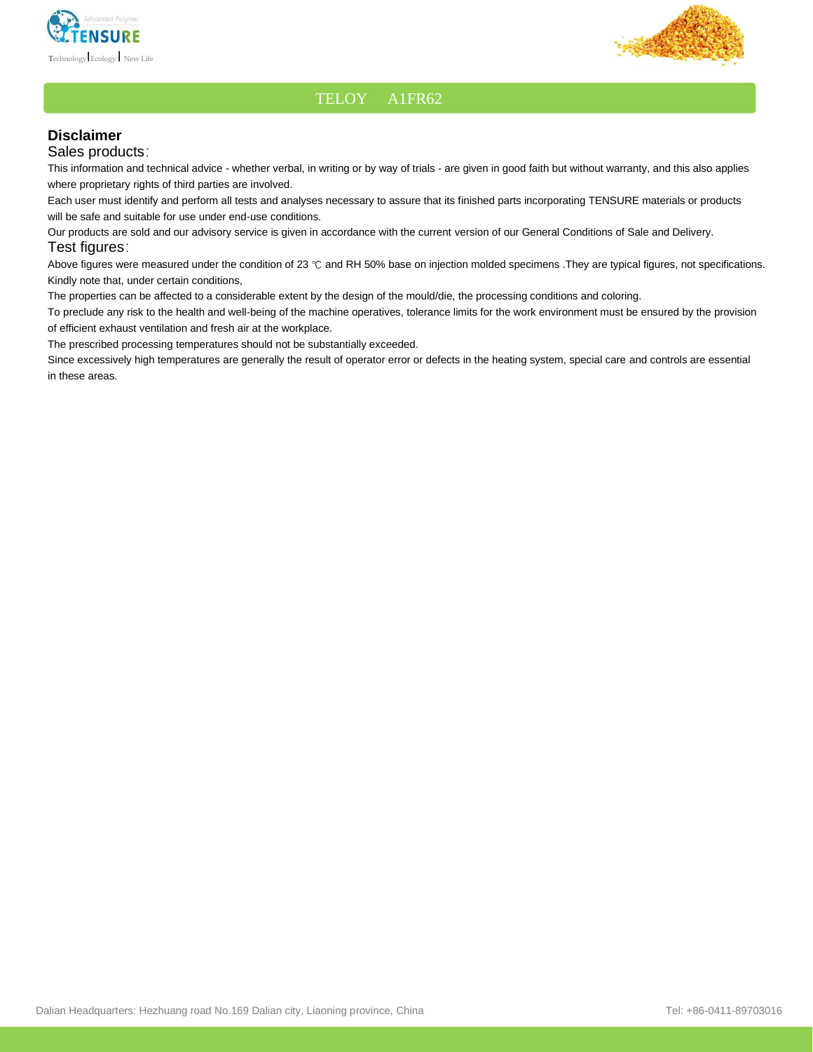# TELOY A1FR62

## Disclaimer

### Sales products:

This information and technical advice - whether verbal, in writing or by way of trials - are given in good faith but without warranty, and this also applies where proprietary rights of third parties are involved.

Each user must identify and perform all tests and analyses necessary to assure that its finished parts incorporating TENSURE materials or products will be safe and suitable for use under end-use conditions.

Our products are sold and our advisory service is given in accordance with the current version of our General Conditions of Sale and Delivery.

### Test figures:

Above figures were measured under the condition of 23 ℃ and RH 50% base on injection molded specimens .They are typical figures, not specifications. Kindly note that, under certain conditions,

The properties can be affected to a considerable extent by the design of the mould/die, the processing conditions and coloring.

To preclude any risk to the health and well-being of the machine operatives, tolerance limits for the work environment must be ensured by the provision of efficient exhaust ventilation and fresh air at the workplace.

The prescribed processing temperatures should not be substantially exceeded.

Since excessively high temperatures are generally the result of operator error or defects in the heating system, special care and controls are essential in these areas.